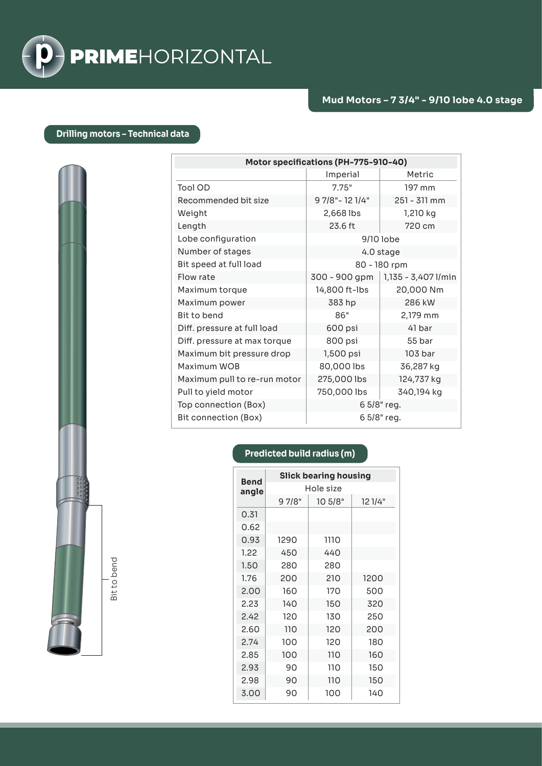# PRIMEHORIZONTAL

## Mud Motors – 7 3/4" - 9/10 lobe 4.0 stage

### Drilling motors – Technical data

| Motor specifications (PH-775-910-40) | | |
|---|---|---|
| | Imperial | Metric |
| Tool OD | 7.75" | 197 mm |
| Recommended bit size | 9 7/8"- 12 1/4" | 251 - 311 mm |
| Weight | 2,668 lbs | 1,210 kg |
| Length | 23.6 ft | 720 cm |
| Lobe configuration | 9/10 lobe | |
| Number of stages | 4.0 stage | |
| Bit speed at full load | 80 - 180 rpm | |
| Flow rate | 300 - 900 gpm | 1,135 - 3,407 l/min |
| Maximum torque | 14,800 ft-lbs | 20,000 Nm |
| Maximum power | 383 hp | 286 kW |
| Bit to bend | 86" | 2,179 mm |
| Diff. pressure at full load | 600 psi | 41 bar |
| Diff. pressure at max torque | 800 psi | 55 bar |
| Maximum bit pressure drop | 1,500 psi | 103 bar |
| Maximum WOB | 80,000 lbs | 36,287 kg |
| Maximum pull to re-run motor | 275,000 lbs | 124,737 kg |
| Pull to yield motor | 750,000 lbs | 340,194 kg |
| Top connection (Box) | 6 5/8" reg. | |
| Bit connection (Box) | 6 5/8" reg. | |

Bit to bend

### Predicted build radius (m)

| Bend angle | Slick bearing housing | | |
|---|---|---|---|
| | Hole size | | |
| | 9 7/8" | 10 5/8" | 12 1/4" |
| 0.31 | | | |
| 0.62 | | | |
| 0.93 | 1290 | 1110 | |
| 1.22 | 450 | 440 | |
| 1.50 | 280 | 280 | |
| 1.76 | 200 | 210 | 1200 |
| 2.00 | 160 | 170 | 500 |
| 2.23 | 140 | 150 | 320 |
| 2.42 | 120 | 130 | 250 |
| 2.60 | 110 | 120 | 200 |
| 2.74 | 100 | 120 | 180 |
| 2.85 | 100 | 110 | 160 |
| 2.93 | 90 | 110 | 150 |
| 2.98 | 90 | 110 | 150 |
| 3.00 | 90 | 100 | 140 |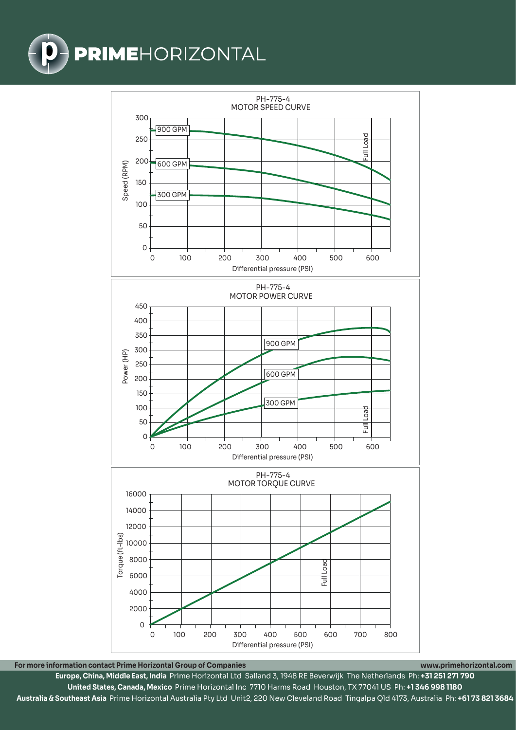PRIMEHORIZONTAL

PH-775-4
MOTOR SPEED CURVE

Speed (RPM)

300
250
200
150
100
50
0

900 GPM
600 GPM
300 GPM
Full Load

0 100 200 300 400 500 600

Differential pressure (PSI)

PH-775-4
MOTOR POWER CURVE

Power (HP)

450
400
350
300
250
200
150
100
50
0

900 GPM
600 GPM
300 GPM
Full Load

0 100 200 300 400 500 600

Differential pressure (PSI)

PH-775-4
MOTOR TORQUE CURVE

Torque (ft-lbs)

16000
14000
12000
10000
8000
6000
4000
2000
0

Full Load

0 100 200 300 400 500 600 700 800

Differential pressure (PSI)

**For more information contact Prime Horizontal Group of Companies** **www.primehorizontal.com**

**Europe, China, Middle East, India** Prime Horizontal Ltd Salland 3, 1948 RE Beverwijk The Netherlands Ph: **+31 251 271 790**

**United States, Canada, Mexico** Prime Horizontal Inc 7710 Harms Road Houston, TX 77041 US Ph: **+1 346 998 1180**

**Australia & Southeast Asia** Prime Horizontal Australia Pty Ltd Unit2, 220 New Cleveland Road Tingalpa Qld 4173, Australia Ph: **+61 73 821 3684**